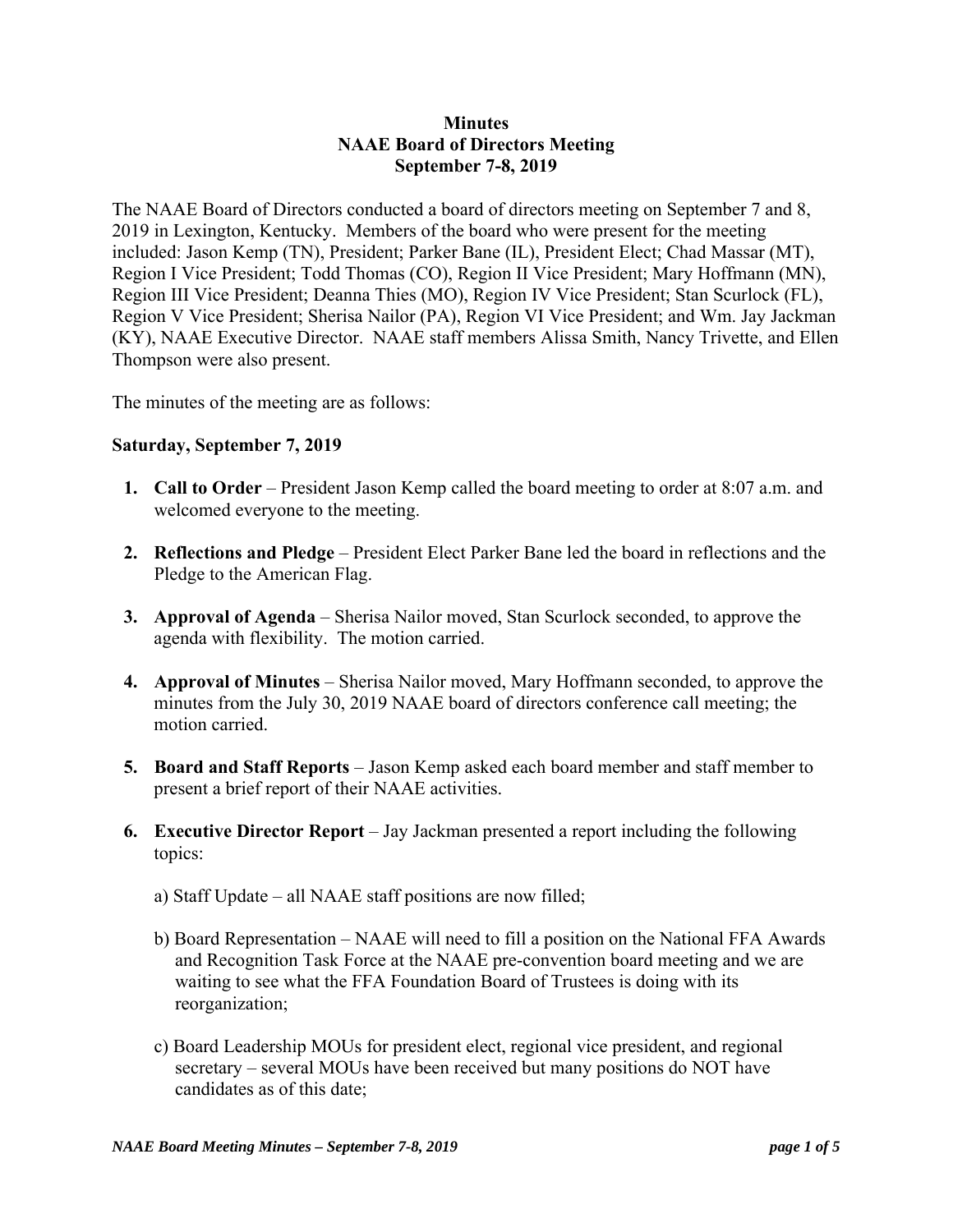**Minutes**
**NAAE Board of Directors Meeting**
**September 7-8, 2019**

The NAAE Board of Directors conducted a board of directors meeting on September 7 and 8, 2019 in Lexington, Kentucky. Members of the board who were present for the meeting included: Jason Kemp (TN), President; Parker Bane (IL), President Elect; Chad Massar (MT), Region I Vice President; Todd Thomas (CO), Region II Vice President; Mary Hoffmann (MN), Region III Vice President; Deanna Thies (MO), Region IV Vice President; Stan Scurlock (FL), Region V Vice President; Sherisa Nailor (PA), Region VI Vice President; and Wm. Jay Jackman (KY), NAAE Executive Director. NAAE staff members Alissa Smith, Nancy Trivette, and Ellen Thompson were also present.

The minutes of the meeting are as follows:

**Saturday, September 7, 2019**

1. **Call to Order** – President Jason Kemp called the board meeting to order at 8:07 a.m. and welcomed everyone to the meeting.

2. **Reflections and Pledge** – President Elect Parker Bane led the board in reflections and the Pledge to the American Flag.

3. **Approval of Agenda** – Sherisa Nailor moved, Stan Scurlock seconded, to approve the agenda with flexibility. The motion carried.

4. **Approval of Minutes** – Sherisa Nailor moved, Mary Hoffmann seconded, to approve the minutes from the July 30, 2019 NAAE board of directors conference call meeting; the motion carried.

5. **Board and Staff Reports** – Jason Kemp asked each board member and staff member to present a brief report of their NAAE activities.

6. **Executive Director Report** – Jay Jackman presented a report including the following topics:

   a) Staff Update – all NAAE staff positions are now filled;

   b) Board Representation – NAAE will need to fill a position on the National FFA Awards and Recognition Task Force at the NAAE pre-convention board meeting and we are waiting to see what the FFA Foundation Board of Trustees is doing with its reorganization;

   c) Board Leadership MOUs for president elect, regional vice president, and regional secretary – several MOUs have been received but many positions do NOT have candidates as of this date;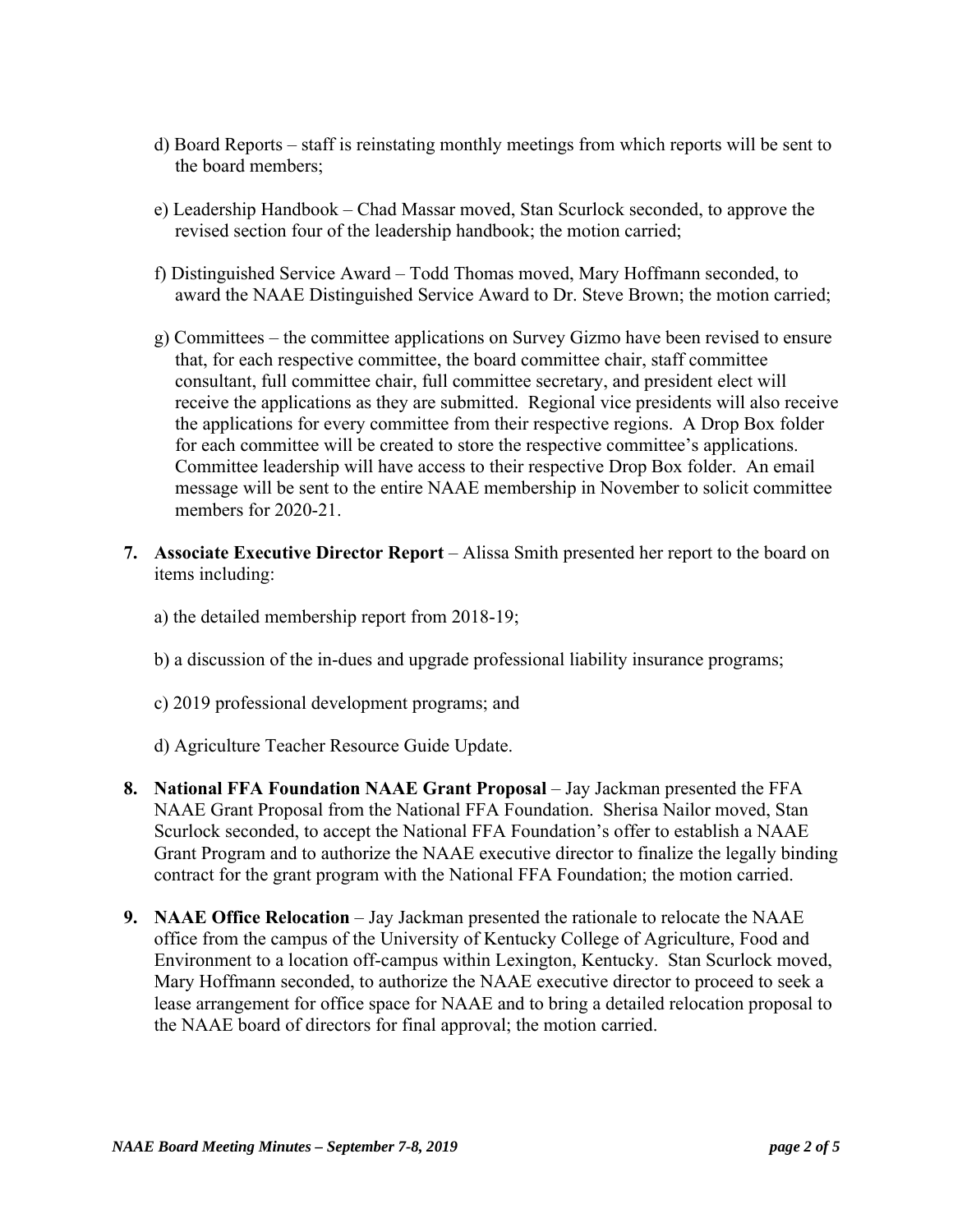d) Board Reports – staff is reinstating monthly meetings from which reports will be sent to the board members;

e) Leadership Handbook – Chad Massar moved, Stan Scurlock seconded, to approve the revised section four of the leadership handbook; the motion carried;

f) Distinguished Service Award – Todd Thomas moved, Mary Hoffmann seconded, to award the NAAE Distinguished Service Award to Dr. Steve Brown; the motion carried;

g) Committees – the committee applications on Survey Gizmo have been revised to ensure that, for each respective committee, the board committee chair, staff committee consultant, full committee chair, full committee secretary, and president elect will receive the applications as they are submitted. Regional vice presidents will also receive the applications for every committee from their respective regions. A Drop Box folder for each committee will be created to store the respective committee's applications. Committee leadership will have access to their respective Drop Box folder. An email message will be sent to the entire NAAE membership in November to solicit committee members for 2020-21.

7. **Associate Executive Director Report** – Alissa Smith presented her report to the board on items including:

   a) the detailed membership report from 2018-19;

   b) a discussion of the in-dues and upgrade professional liability insurance programs;

   c) 2019 professional development programs; and

   d) Agriculture Teacher Resource Guide Update.

8. **National FFA Foundation NAAE Grant Proposal** – Jay Jackman presented the FFA NAAE Grant Proposal from the National FFA Foundation. Sherisa Nailor moved, Stan Scurlock seconded, to accept the National FFA Foundation's offer to establish a NAAE Grant Program and to authorize the NAAE executive director to finalize the legally binding contract for the grant program with the National FFA Foundation; the motion carried.

9. **NAAE Office Relocation** – Jay Jackman presented the rationale to relocate the NAAE office from the campus of the University of Kentucky College of Agriculture, Food and Environment to a location off-campus within Lexington, Kentucky. Stan Scurlock moved, Mary Hoffmann seconded, to authorize the NAAE executive director to proceed to seek a lease arrangement for office space for NAAE and to bring a detailed relocation proposal to the NAAE board of directors for final approval; the motion carried.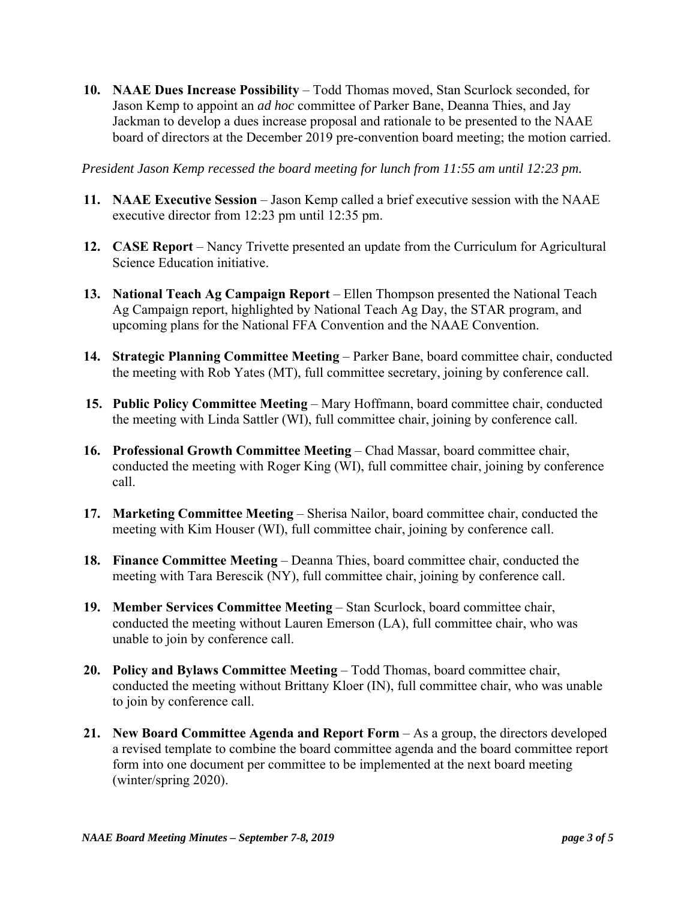10. **NAAE Dues Increase Possibility** – Todd Thomas moved, Stan Scurlock seconded, for Jason Kemp to appoint an *ad hoc* committee of Parker Bane, Deanna Thies, and Jay Jackman to develop a dues increase proposal and rationale to be presented to the NAAE board of directors at the December 2019 pre-convention board meeting; the motion carried.

*President Jason Kemp recessed the board meeting for lunch from 11:55 am until 12:23 pm.*

11. **NAAE Executive Session** – Jason Kemp called a brief executive session with the NAAE executive director from 12:23 pm until 12:35 pm.

12. **CASE Report** – Nancy Trivette presented an update from the Curriculum for Agricultural Science Education initiative.

13. **National Teach Ag Campaign Report** – Ellen Thompson presented the National Teach Ag Campaign report, highlighted by National Teach Ag Day, the STAR program, and upcoming plans for the National FFA Convention and the NAAE Convention.

14. **Strategic Planning Committee Meeting** – Parker Bane, board committee chair, conducted the meeting with Rob Yates (MT), full committee secretary, joining by conference call.

15. **Public Policy Committee Meeting** – Mary Hoffmann, board committee chair, conducted the meeting with Linda Sattler (WI), full committee chair, joining by conference call.

16. **Professional Growth Committee Meeting** – Chad Massar, board committee chair, conducted the meeting with Roger King (WI), full committee chair, joining by conference call.

17. **Marketing Committee Meeting** – Sherisa Nailor, board committee chair, conducted the meeting with Kim Houser (WI), full committee chair, joining by conference call.

18. **Finance Committee Meeting** – Deanna Thies, board committee chair, conducted the meeting with Tara Berescik (NY), full committee chair, joining by conference call.

19. **Member Services Committee Meeting** – Stan Scurlock, board committee chair, conducted the meeting without Lauren Emerson (LA), full committee chair, who was unable to join by conference call.

20. **Policy and Bylaws Committee Meeting** – Todd Thomas, board committee chair, conducted the meeting without Brittany Kloer (IN), full committee chair, who was unable to join by conference call.

21. **New Board Committee Agenda and Report Form** – As a group, the directors developed a revised template to combine the board committee agenda and the board committee report form into one document per committee to be implemented at the next board meeting (winter/spring 2020).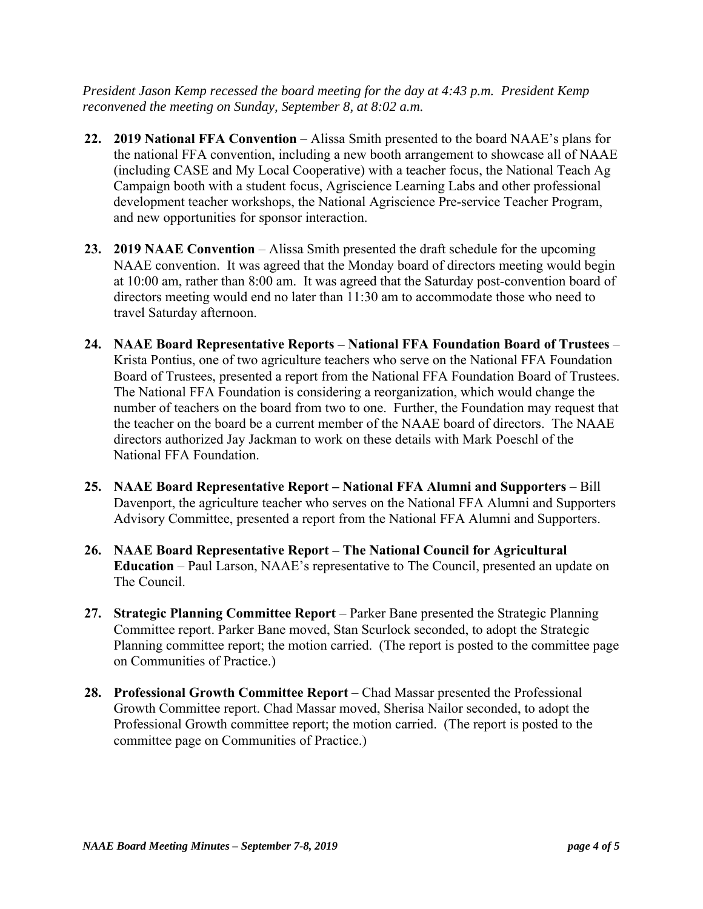*President Jason Kemp recessed the board meeting for the day at 4:43 p.m. President Kemp reconvened the meeting on Sunday, September 8, at 8:02 a.m.*

22. **2019 National FFA Convention** – Alissa Smith presented to the board NAAE's plans for the national FFA convention, including a new booth arrangement to showcase all of NAAE (including CASE and My Local Cooperative) with a teacher focus, the National Teach Ag Campaign booth with a student focus, Agriscience Learning Labs and other professional development teacher workshops, the National Agriscience Pre-service Teacher Program, and new opportunities for sponsor interaction.

23. **2019 NAAE Convention** – Alissa Smith presented the draft schedule for the upcoming NAAE convention. It was agreed that the Monday board of directors meeting would begin at 10:00 am, rather than 8:00 am. It was agreed that the Saturday post-convention board of directors meeting would end no later than 11:30 am to accommodate those who need to travel Saturday afternoon.

24. **NAAE Board Representative Reports – National FFA Foundation Board of Trustees** – Krista Pontius, one of two agriculture teachers who serve on the National FFA Foundation Board of Trustees, presented a report from the National FFA Foundation Board of Trustees. The National FFA Foundation is considering a reorganization, which would change the number of teachers on the board from two to one. Further, the Foundation may request that the teacher on the board be a current member of the NAAE board of directors. The NAAE directors authorized Jay Jackman to work on these details with Mark Poeschl of the National FFA Foundation.

25. **NAAE Board Representative Report – National FFA Alumni and Supporters** – Bill Davenport, the agriculture teacher who serves on the National FFA Alumni and Supporters Advisory Committee, presented a report from the National FFA Alumni and Supporters.

26. **NAAE Board Representative Report – The National Council for Agricultural Education** – Paul Larson, NAAE's representative to The Council, presented an update on The Council.

27. **Strategic Planning Committee Report** – Parker Bane presented the Strategic Planning Committee report. Parker Bane moved, Stan Scurlock seconded, to adopt the Strategic Planning committee report; the motion carried. (The report is posted to the committee page on Communities of Practice.)

28. **Professional Growth Committee Report** – Chad Massar presented the Professional Growth Committee report. Chad Massar moved, Sherisa Nailor seconded, to adopt the Professional Growth committee report; the motion carried. (The report is posted to the committee page on Communities of Practice.)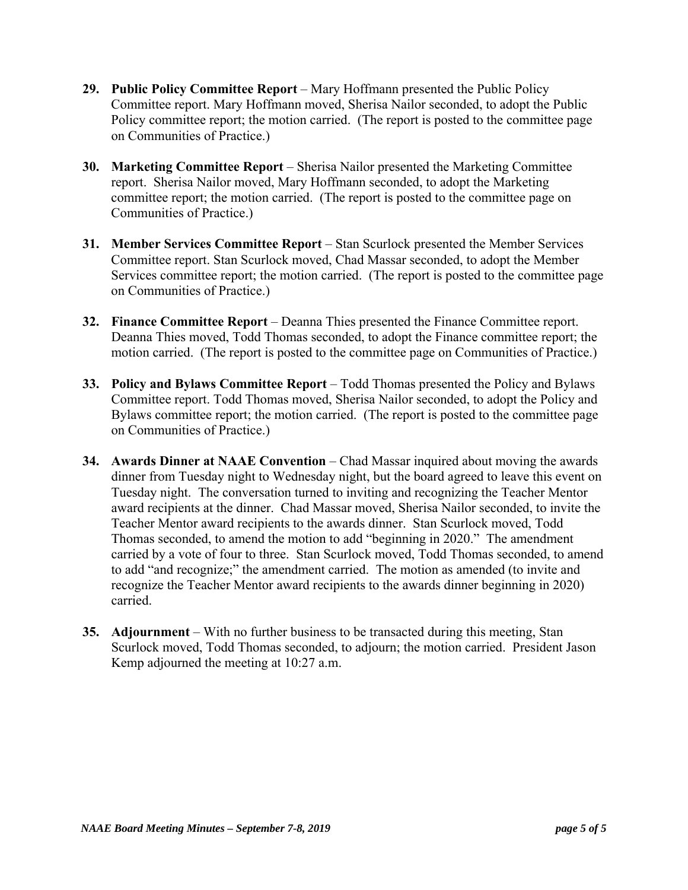29. **Public Policy Committee Report** – Mary Hoffmann presented the Public Policy Committee report. Mary Hoffmann moved, Sherisa Nailor seconded, to adopt the Public Policy committee report; the motion carried. (The report is posted to the committee page on Communities of Practice.)

30. **Marketing Committee Report** – Sherisa Nailor presented the Marketing Committee report. Sherisa Nailor moved, Mary Hoffmann seconded, to adopt the Marketing committee report; the motion carried. (The report is posted to the committee page on Communities of Practice.)

31. **Member Services Committee Report** – Stan Scurlock presented the Member Services Committee report. Stan Scurlock moved, Chad Massar seconded, to adopt the Member Services committee report; the motion carried. (The report is posted to the committee page on Communities of Practice.)

32. **Finance Committee Report** – Deanna Thies presented the Finance Committee report. Deanna Thies moved, Todd Thomas seconded, to adopt the Finance committee report; the motion carried. (The report is posted to the committee page on Communities of Practice.)

33. **Policy and Bylaws Committee Report** – Todd Thomas presented the Policy and Bylaws Committee report. Todd Thomas moved, Sherisa Nailor seconded, to adopt the Policy and Bylaws committee report; the motion carried. (The report is posted to the committee page on Communities of Practice.)

34. **Awards Dinner at NAAE Convention** – Chad Massar inquired about moving the awards dinner from Tuesday night to Wednesday night, but the board agreed to leave this event on Tuesday night. The conversation turned to inviting and recognizing the Teacher Mentor award recipients at the dinner. Chad Massar moved, Sherisa Nailor seconded, to invite the Teacher Mentor award recipients to the awards dinner. Stan Scurlock moved, Todd Thomas seconded, to amend the motion to add "beginning in 2020." The amendment carried by a vote of four to three. Stan Scurlock moved, Todd Thomas seconded, to amend to add "and recognize;" the amendment carried. The motion as amended (to invite and recognize the Teacher Mentor award recipients to the awards dinner beginning in 2020) carried.

35. **Adjournment** – With no further business to be transacted during this meeting, Stan Scurlock moved, Todd Thomas seconded, to adjourn; the motion carried. President Jason Kemp adjourned the meeting at 10:27 a.m.